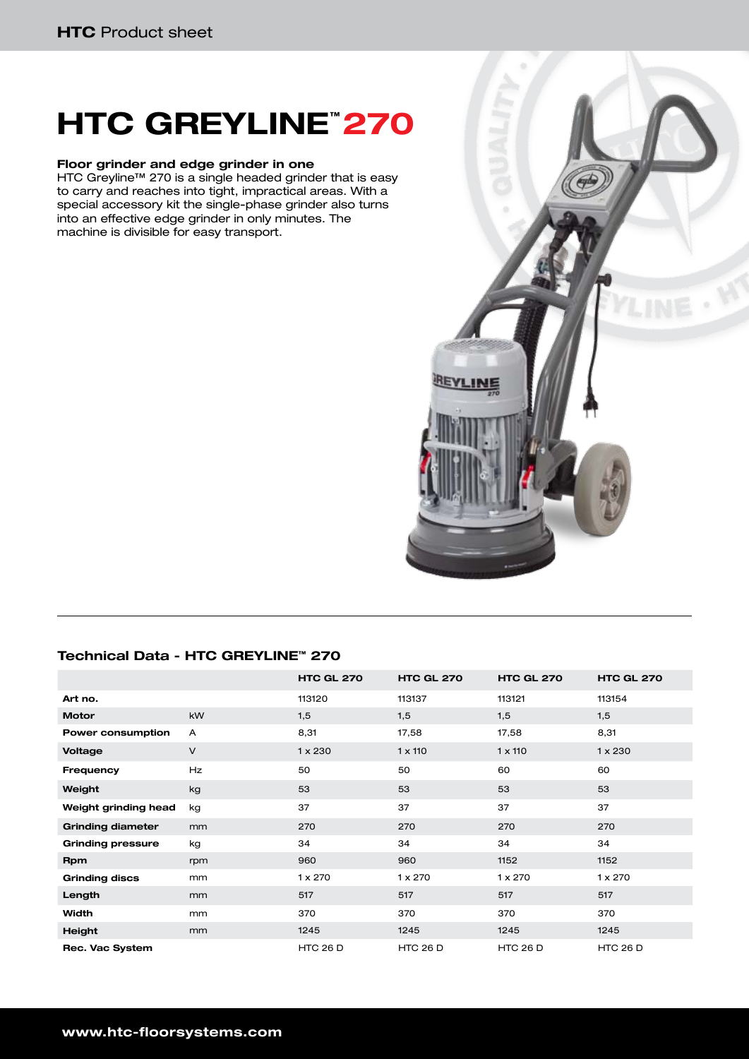# HTC GREYLINE™ 270

### Floor grinder and edge grinder in one

HTC Greyline™ 270 is a single headed grinder that is easy to carry and reaches into tight, impractical areas. With a special accessory kit the single-phase grinder also turns into an effective edge grinder in only minutes. The machine is divisible for easy transport.

## Technical Data - HTC GREYLINE™ 270

| | | HTC GL 270 | HTC GL 270 | HTC GL 270 | HTC GL 270 |
|---|---|---|---|---|---|
| **Art no.** | | 113120 | 113137 | 113121 | 113154 |
| **Motor** | kW | 1,5 | 1,5 | 1,5 | 1,5 |
| **Power consumption** | A | 8,31 | 17,58 | 17,58 | 8,31 |
| **Voltage** | V | 1 x 230 | 1 x 110 | 1 x 110 | 1 x 230 |
| **Frequency** | Hz | 50 | 50 | 60 | 60 |
| **Weight** | kg | 53 | 53 | 53 | 53 |
| **Weight grinding head** | kg | 37 | 37 | 37 | 37 |
| **Grinding diameter** | mm | 270 | 270 | 270 | 270 |
| **Grinding pressure** | kg | 34 | 34 | 34 | 34 |
| **Rpm** | rpm | 960 | 960 | 1152 | 1152 |
| **Grinding discs** | mm | 1 x 270 | 1 x 270 | 1 x 270 | 1 x 270 |
| **Length** | mm | 517 | 517 | 517 | 517 |
| **Width** | mm | 370 | 370 | 370 | 370 |
| **Height** | mm | 1245 | 1245 | 1245 | 1245 |
| **Rec. Vac System** | | HTC 26 D | HTC 26 D | HTC 26 D | HTC 26 D |

**www.htc-floorsystems.com**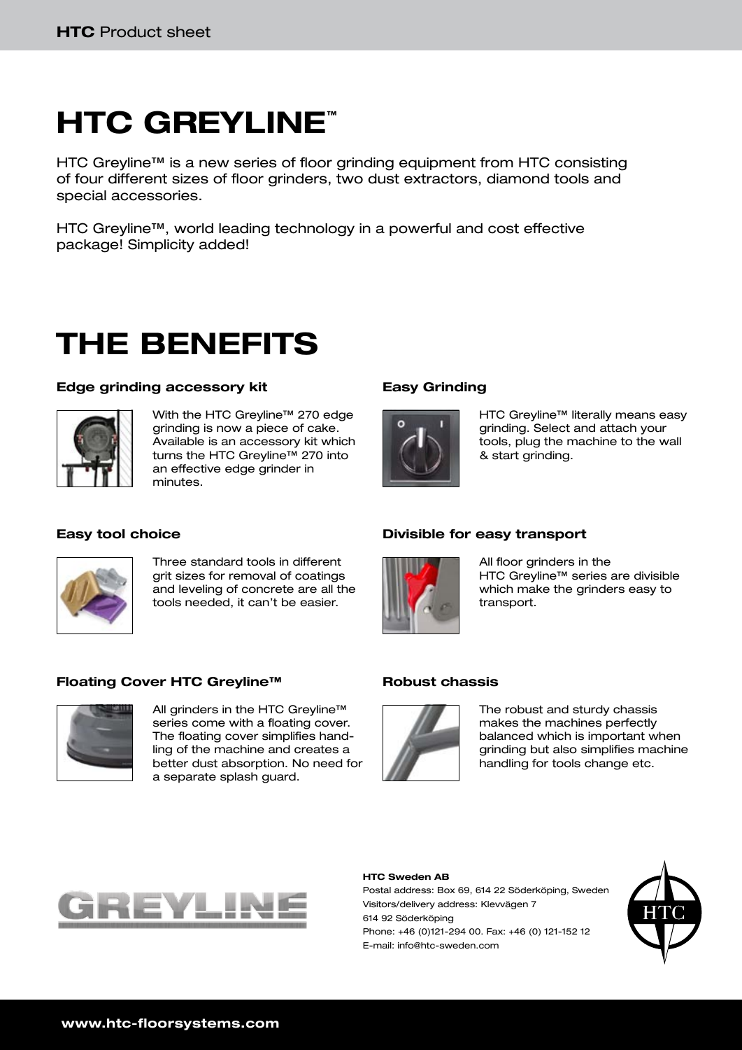# HTC GREYLINE™

HTC Greyline™ is a new series of floor grinding equipment from HTC consisting of four different sizes of floor grinders, two dust extractors, diamond tools and special accessories.

HTC Greyline™, world leading technology in a powerful and cost effective package! Simplicity added!

# THE BENEFITS

### Edge grinding accessory kit

With the HTC Greyline™ 270 edge grinding is now a piece of cake. Available is an accessory kit which turns the HTC Greyline™ 270 into an effective edge grinder in minutes.

### Easy Grinding

HTC Greyline™ literally means easy grinding. Select and attach your tools, plug the machine to the wall & start grinding.

### Easy tool choice

Three standard tools in different grit sizes for removal of coatings and leveling of concrete are all the tools needed, it can't be easier.

### Divisible for easy transport

All floor grinders in the HTC Greyline™ series are divisible which make the grinders easy to transport.

### Floating Cover HTC Greyline™

All grinders in the HTC Greyline™ series come with a floating cover. The floating cover simplifies handling of the machine and creates a better dust absorption. No need for a separate splash guard.

### Robust chassis

The robust and sturdy chassis makes the machines perfectly balanced which is important when grinding but also simplifies machine handling for tools change etc.

GREYLINE

**HTC Sweden AB**
Postal address: Box 69, 614 22 Söderköping, Sweden
Visitors/delivery address: Klevvägen 7
614 92 Söderköping
Phone: +46 (0)121-294 00. Fax: +46 (0) 121-152 12
E-mail: info@htc-sweden.com

HTC

www.htc-floorsystems.com